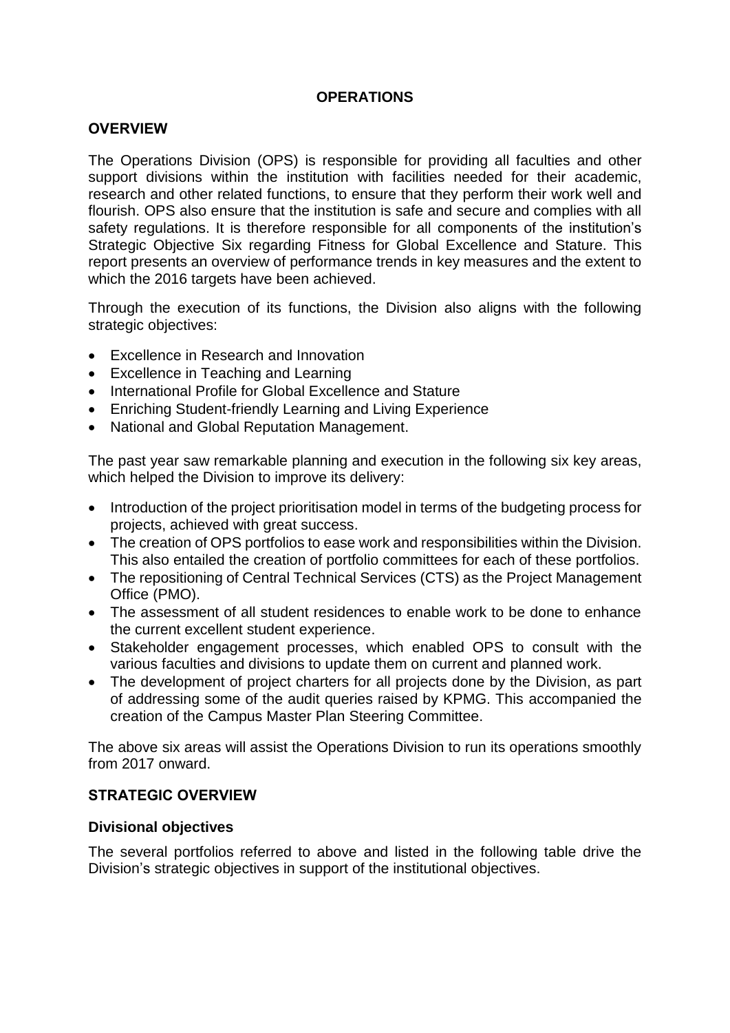# OPERATIONS

## OVERVIEW

The Operations Division (OPS) is responsible for providing all faculties and other support divisions within the institution with facilities needed for their academic, research and other related functions, to ensure that they perform their work well and flourish. OPS also ensure that the institution is safe and secure and complies with all safety regulations. It is therefore responsible for all components of the institution's Strategic Objective Six regarding Fitness for Global Excellence and Stature. This report presents an overview of performance trends in key measures and the extent to which the 2016 targets have been achieved.

Through the execution of its functions, the Division also aligns with the following strategic objectives:

- Excellence in Research and Innovation
- Excellence in Teaching and Learning
- International Profile for Global Excellence and Stature
- Enriching Student-friendly Learning and Living Experience
- National and Global Reputation Management.

The past year saw remarkable planning and execution in the following six key areas, which helped the Division to improve its delivery:

- Introduction of the project prioritisation model in terms of the budgeting process for projects, achieved with great success.
- The creation of OPS portfolios to ease work and responsibilities within the Division. This also entailed the creation of portfolio committees for each of these portfolios.
- The repositioning of Central Technical Services (CTS) as the Project Management Office (PMO).
- The assessment of all student residences to enable work to be done to enhance the current excellent student experience.
- Stakeholder engagement processes, which enabled OPS to consult with the various faculties and divisions to update them on current and planned work.
- The development of project charters for all projects done by the Division, as part of addressing some of the audit queries raised by KPMG. This accompanied the creation of the Campus Master Plan Steering Committee.

The above six areas will assist the Operations Division to run its operations smoothly from 2017 onward.

## STRATEGIC OVERVIEW

### Divisional objectives

The several portfolios referred to above and listed in the following table drive the Division's strategic objectives in support of the institutional objectives.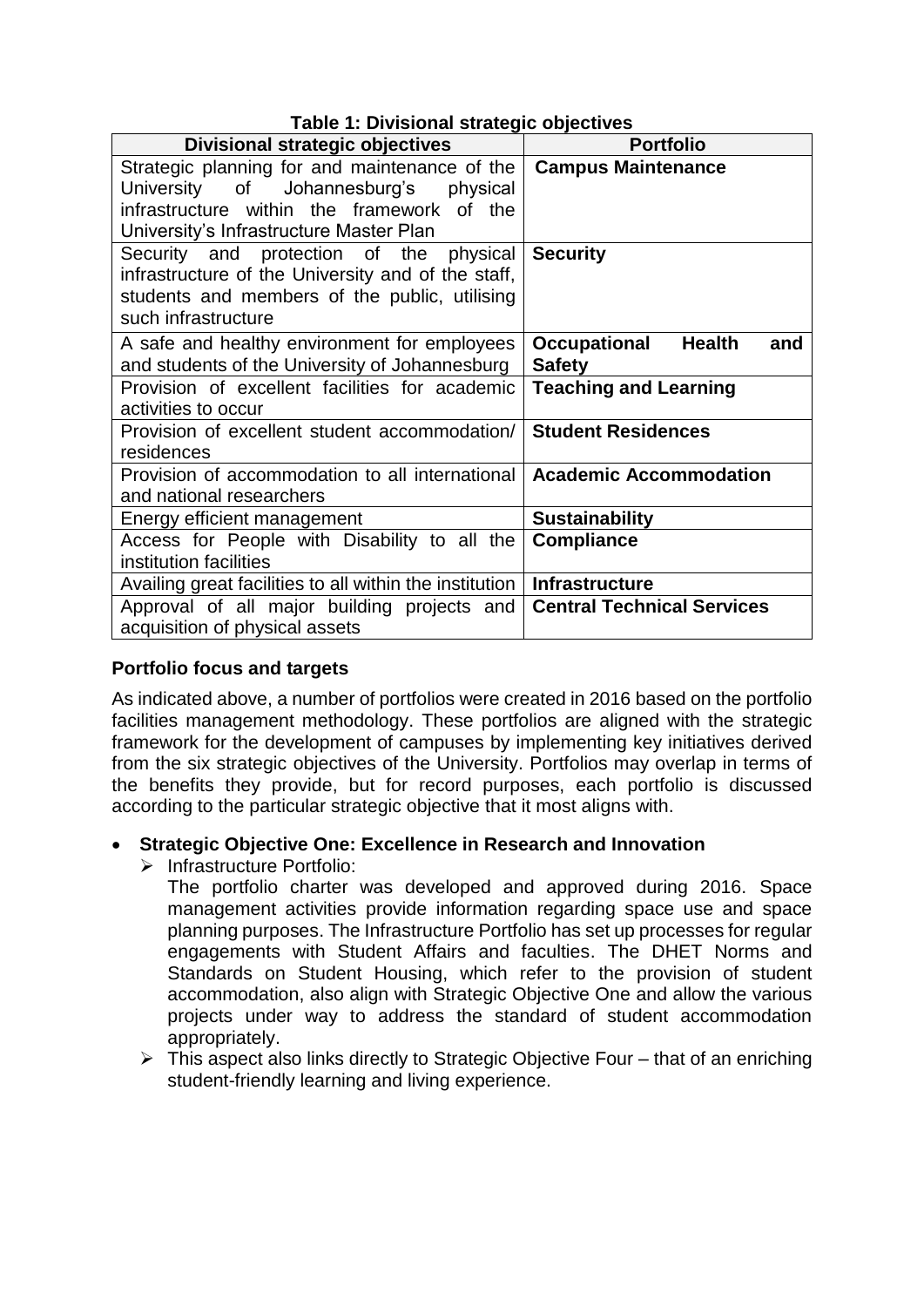**Table 1: Divisional strategic objectives**

| Divisional strategic objectives | Portfolio |
|---|---|
| Strategic planning for and maintenance of the University of Johannesburg's physical infrastructure within the framework of the University's Infrastructure Master Plan | **Campus Maintenance** |
| Security and protection of the physical infrastructure of the University and of the staff, students and members of the public, utilising such infrastructure | **Security** |
| A safe and healthy environment for employees and students of the University of Johannesburg | **Occupational Health and Safety** |
| Provision of excellent facilities for academic activities to occur | **Teaching and Learning** |
| Provision of excellent student accommodation/ residences | **Student Residences** |
| Provision of accommodation to all international and national researchers | **Academic Accommodation** |
| Energy efficient management | **Sustainability** |
| Access for People with Disability to all the institution facilities | **Compliance** |
| Availing great facilities to all within the institution | **Infrastructure** |
| Approval of all major building projects and acquisition of physical assets | **Central Technical Services** |

**Portfolio focus and targets**

As indicated above, a number of portfolios were created in 2016 based on the portfolio facilities management methodology. These portfolios are aligned with the strategic framework for the development of campuses by implementing key initiatives derived from the six strategic objectives of the University. Portfolios may overlap in terms of the benefits they provide, but for record purposes, each portfolio is discussed according to the particular strategic objective that it most aligns with.

- **Strategic Objective One: Excellence in Research and Innovation**
  - Infrastructure Portfolio:
    The portfolio charter was developed and approved during 2016. Space management activities provide information regarding space use and space planning purposes. The Infrastructure Portfolio has set up processes for regular engagements with Student Affairs and faculties. The DHET Norms and Standards on Student Housing, which refer to the provision of student accommodation, also align with Strategic Objective One and allow the various projects under way to address the standard of student accommodation appropriately.
  - This aspect also links directly to Strategic Objective Four – that of an enriching student-friendly learning and living experience.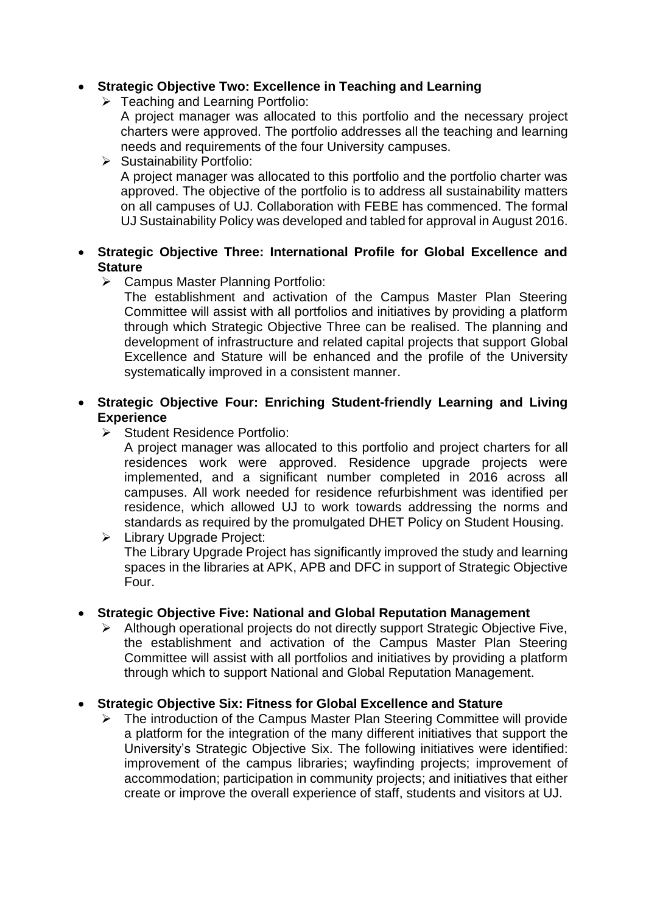- **Strategic Objective Two: Excellence in Teaching and Learning**
  - Teaching and Learning Portfolio:
    A project manager was allocated to this portfolio and the necessary project charters were approved. The portfolio addresses all the teaching and learning needs and requirements of the four University campuses.
  - Sustainability Portfolio:
    A project manager was allocated to this portfolio and the portfolio charter was approved. The objective of the portfolio is to address all sustainability matters on all campuses of UJ. Collaboration with FEBE has commenced. The formal UJ Sustainability Policy was developed and tabled for approval in August 2016.

- **Strategic Objective Three: International Profile for Global Excellence and Stature**
  - Campus Master Planning Portfolio:
    The establishment and activation of the Campus Master Plan Steering Committee will assist with all portfolios and initiatives by providing a platform through which Strategic Objective Three can be realised. The planning and development of infrastructure and related capital projects that support Global Excellence and Stature will be enhanced and the profile of the University systematically improved in a consistent manner.

- **Strategic Objective Four: Enriching Student-friendly Learning and Living Experience**
  - Student Residence Portfolio:
    A project manager was allocated to this portfolio and project charters for all residences work were approved. Residence upgrade projects were implemented, and a significant number completed in 2016 across all campuses. All work needed for residence refurbishment was identified per residence, which allowed UJ to work towards addressing the norms and standards as required by the promulgated DHET Policy on Student Housing.
  - Library Upgrade Project:
    The Library Upgrade Project has significantly improved the study and learning spaces in the libraries at APK, APB and DFC in support of Strategic Objective Four.

- **Strategic Objective Five: National and Global Reputation Management**
  - Although operational projects do not directly support Strategic Objective Five, the establishment and activation of the Campus Master Plan Steering Committee will assist with all portfolios and initiatives by providing a platform through which to support National and Global Reputation Management.

- **Strategic Objective Six: Fitness for Global Excellence and Stature**
  - The introduction of the Campus Master Plan Steering Committee will provide a platform for the integration of the many different initiatives that support the University's Strategic Objective Six. The following initiatives were identified: improvement of the campus libraries; wayfinding projects; improvement of accommodation; participation in community projects; and initiatives that either create or improve the overall experience of staff, students and visitors at UJ.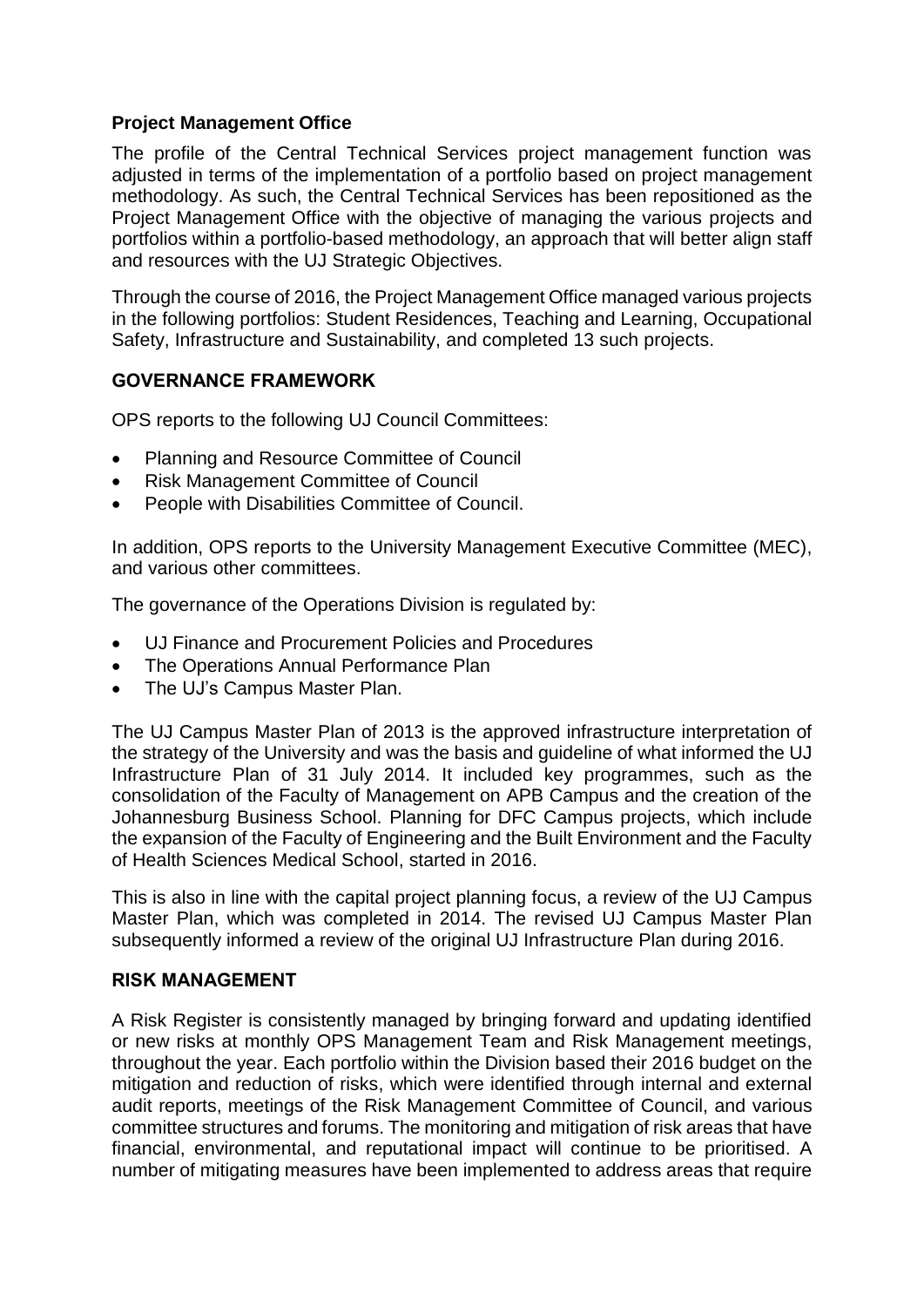**Project Management Office**

The profile of the Central Technical Services project management function was adjusted in terms of the implementation of a portfolio based on project management methodology. As such, the Central Technical Services has been repositioned as the Project Management Office with the objective of managing the various projects and portfolios within a portfolio-based methodology, an approach that will better align staff and resources with the UJ Strategic Objectives.

Through the course of 2016, the Project Management Office managed various projects in the following portfolios: Student Residences, Teaching and Learning, Occupational Safety, Infrastructure and Sustainability, and completed 13 such projects.

## GOVERNANCE FRAMEWORK

OPS reports to the following UJ Council Committees:

- Planning and Resource Committee of Council
- Risk Management Committee of Council
- People with Disabilities Committee of Council.

In addition, OPS reports to the University Management Executive Committee (MEC), and various other committees.

The governance of the Operations Division is regulated by:

- UJ Finance and Procurement Policies and Procedures
- The Operations Annual Performance Plan
- The UJ's Campus Master Plan.

The UJ Campus Master Plan of 2013 is the approved infrastructure interpretation of the strategy of the University and was the basis and guideline of what informed the UJ Infrastructure Plan of 31 July 2014. It included key programmes, such as the consolidation of the Faculty of Management on APB Campus and the creation of the Johannesburg Business School. Planning for DFC Campus projects, which include the expansion of the Faculty of Engineering and the Built Environment and the Faculty of Health Sciences Medical School, started in 2016.

This is also in line with the capital project planning focus, a review of the UJ Campus Master Plan, which was completed in 2014. The revised UJ Campus Master Plan subsequently informed a review of the original UJ Infrastructure Plan during 2016.

## RISK MANAGEMENT

A Risk Register is consistently managed by bringing forward and updating identified or new risks at monthly OPS Management Team and Risk Management meetings, throughout the year. Each portfolio within the Division based their 2016 budget on the mitigation and reduction of risks, which were identified through internal and external audit reports, meetings of the Risk Management Committee of Council, and various committee structures and forums. The monitoring and mitigation of risk areas that have financial, environmental, and reputational impact will continue to be prioritised. A number of mitigating measures have been implemented to address areas that require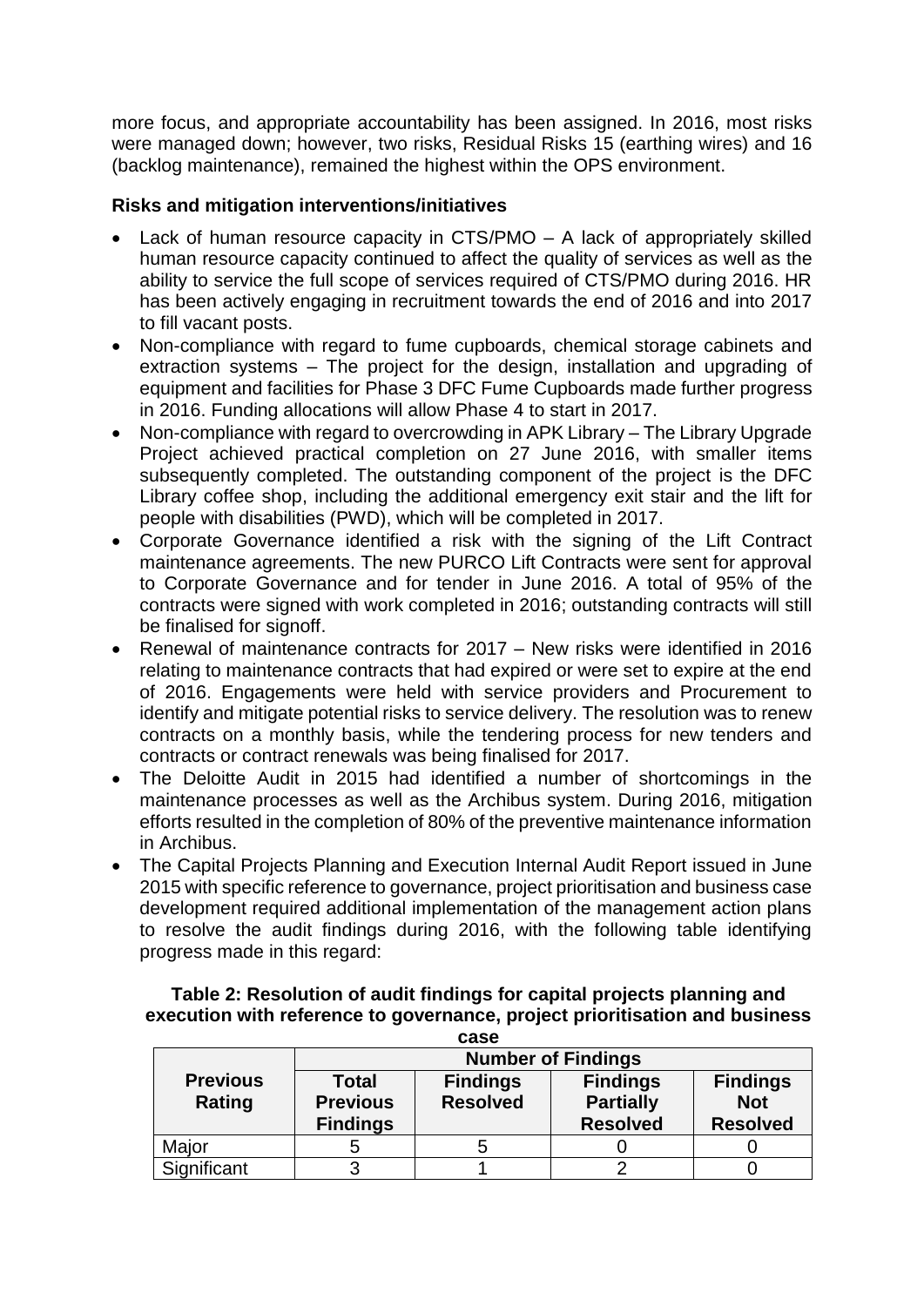more focus, and appropriate accountability has been assigned. In 2016, most risks were managed down; however, two risks, Residual Risks 15 (earthing wires) and 16 (backlog maintenance), remained the highest within the OPS environment.

**Risks and mitigation interventions/initiatives**

- Lack of human resource capacity in CTS/PMO – A lack of appropriately skilled human resource capacity continued to affect the quality of services as well as the ability to service the full scope of services required of CTS/PMO during 2016. HR has been actively engaging in recruitment towards the end of 2016 and into 2017 to fill vacant posts.
- Non-compliance with regard to fume cupboards, chemical storage cabinets and extraction systems – The project for the design, installation and upgrading of equipment and facilities for Phase 3 DFC Fume Cupboards made further progress in 2016. Funding allocations will allow Phase 4 to start in 2017.
- Non-compliance with regard to overcrowding in APK Library – The Library Upgrade Project achieved practical completion on 27 June 2016, with smaller items subsequently completed. The outstanding component of the project is the DFC Library coffee shop, including the additional emergency exit stair and the lift for people with disabilities (PWD), which will be completed in 2017.
- Corporate Governance identified a risk with the signing of the Lift Contract maintenance agreements. The new PURCO Lift Contracts were sent for approval to Corporate Governance and for tender in June 2016. A total of 95% of the contracts were signed with work completed in 2016; outstanding contracts will still be finalised for signoff.
- Renewal of maintenance contracts for 2017 – New risks were identified in 2016 relating to maintenance contracts that had expired or were set to expire at the end of 2016. Engagements were held with service providers and Procurement to identify and mitigate potential risks to service delivery. The resolution was to renew contracts on a monthly basis, while the tendering process for new tenders and contracts or contract renewals was being finalised for 2017.
- The Deloitte Audit in 2015 had identified a number of shortcomings in the maintenance processes as well as the Archibus system. During 2016, mitigation efforts resulted in the completion of 80% of the preventive maintenance information in Archibus.
- The Capital Projects Planning and Execution Internal Audit Report issued in June 2015 with specific reference to governance, project prioritisation and business case development required additional implementation of the management action plans to resolve the audit findings during 2016, with the following table identifying progress made in this regard:

**Table 2: Resolution of audit findings for capital projects planning and execution with reference to governance, project prioritisation and business case**

| Previous Rating | Number of Findings | | | |
|---|---|---|---|---|
| | Total Previous Findings | Findings Resolved | Findings Partially Resolved | Findings Not Resolved |
| Major | 5 | 5 | 0 | 0 |
| Significant | 3 | 1 | 2 | 0 |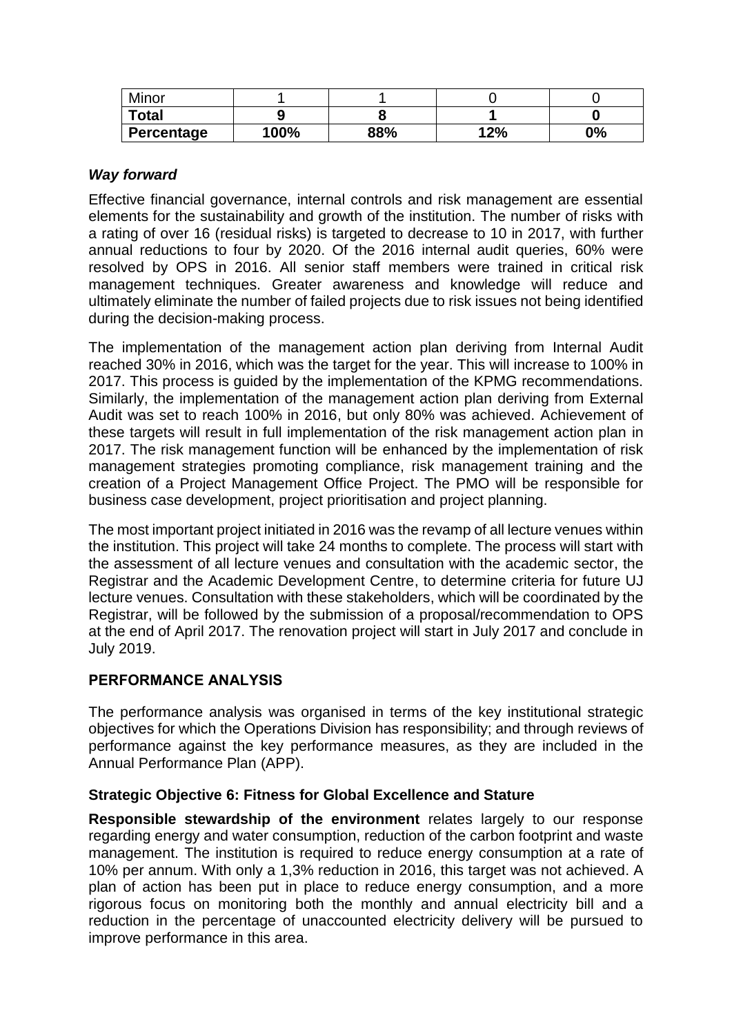| Minor | 1 | 1 | 0 | 0 |
|---|---|---|---|---|
| **Total** | **9** | **8** | **1** | **0** |
| **Percentage** | **100%** | **88%** | **12%** | **0%** |

***Way forward***

Effective financial governance, internal controls and risk management are essential elements for the sustainability and growth of the institution. The number of risks with a rating of over 16 (residual risks) is targeted to decrease to 10 in 2017, with further annual reductions to four by 2020. Of the 2016 internal audit queries, 60% were resolved by OPS in 2016. All senior staff members were trained in critical risk management techniques. Greater awareness and knowledge will reduce and ultimately eliminate the number of failed projects due to risk issues not being identified during the decision-making process.

The implementation of the management action plan deriving from Internal Audit reached 30% in 2016, which was the target for the year. This will increase to 100% in 2017. This process is guided by the implementation of the KPMG recommendations. Similarly, the implementation of the management action plan deriving from External Audit was set to reach 100% in 2016, but only 80% was achieved. Achievement of these targets will result in full implementation of the risk management action plan in 2017. The risk management function will be enhanced by the implementation of risk management strategies promoting compliance, risk management training and the creation of a Project Management Office Project. The PMO will be responsible for business case development, project prioritisation and project planning.

The most important project initiated in 2016 was the revamp of all lecture venues within the institution. This project will take 24 months to complete. The process will start with the assessment of all lecture venues and consultation with the academic sector, the Registrar and the Academic Development Centre, to determine criteria for future UJ lecture venues. Consultation with these stakeholders, which will be coordinated by the Registrar, will be followed by the submission of a proposal/recommendation to OPS at the end of April 2017. The renovation project will start in July 2017 and conclude in July 2019.

## PERFORMANCE ANALYSIS

The performance analysis was organised in terms of the key institutional strategic objectives for which the Operations Division has responsibility; and through reviews of performance against the key performance measures, as they are included in the Annual Performance Plan (APP).

### Strategic Objective 6: Fitness for Global Excellence and Stature

**Responsible stewardship of the environment** relates largely to our response regarding energy and water consumption, reduction of the carbon footprint and waste management. The institution is required to reduce energy consumption at a rate of 10% per annum. With only a 1,3% reduction in 2016, this target was not achieved. A plan of action has been put in place to reduce energy consumption, and a more rigorous focus on monitoring both the monthly and annual electricity bill and a reduction in the percentage of unaccounted electricity delivery will be pursued to improve performance in this area.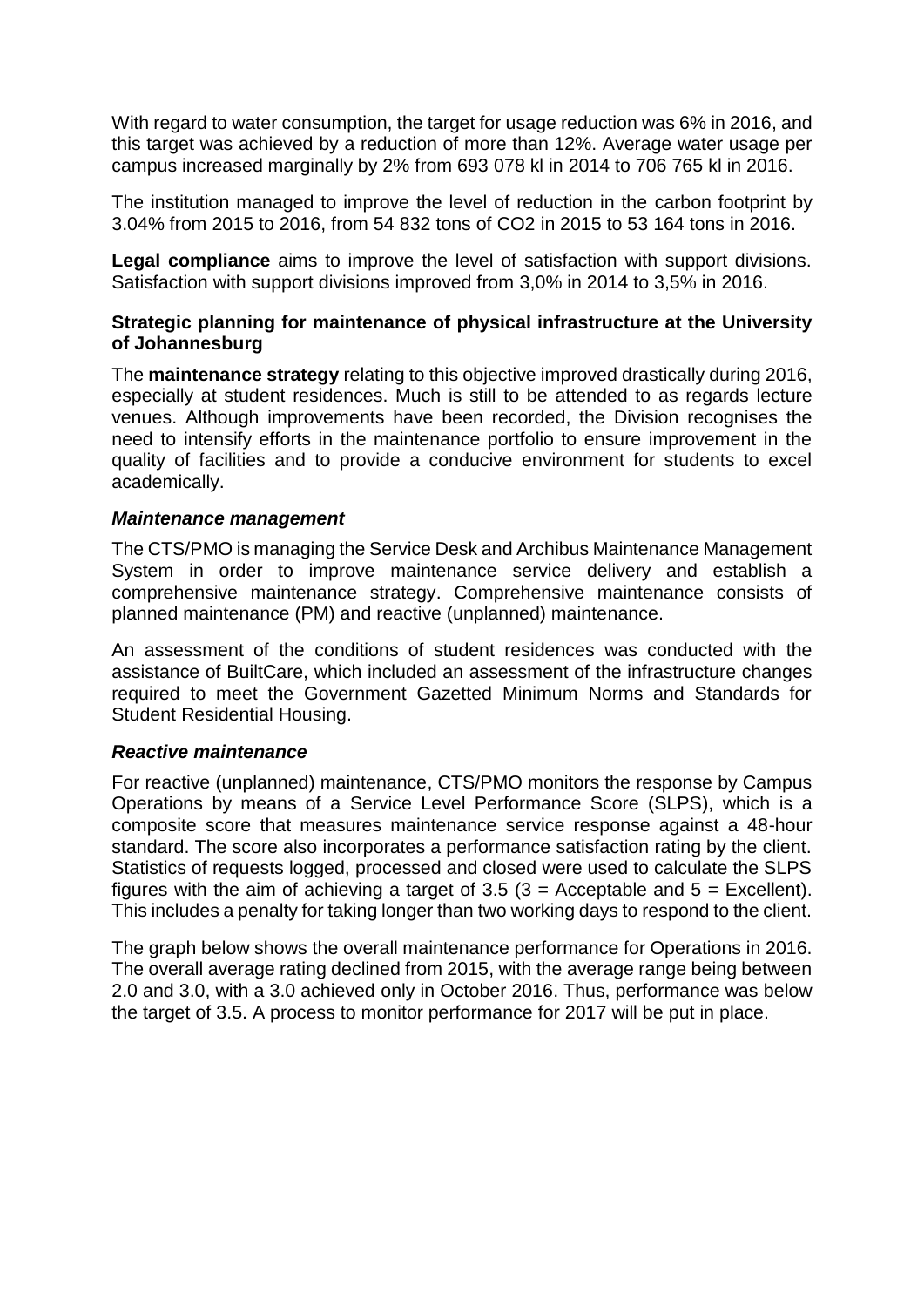With regard to water consumption, the target for usage reduction was 6% in 2016, and this target was achieved by a reduction of more than 12%. Average water usage per campus increased marginally by 2% from 693 078 kl in 2014 to 706 765 kl in 2016.

The institution managed to improve the level of reduction in the carbon footprint by 3.04% from 2015 to 2016, from 54 832 tons of $CO_2$ in 2015 to 53 164 tons in 2016.

**Legal compliance** aims to improve the level of satisfaction with support divisions. Satisfaction with support divisions improved from 3,0% in 2014 to 3,5% in 2016.

### Strategic planning for maintenance of physical infrastructure at the University of Johannesburg

The **maintenance strategy** relating to this objective improved drastically during 2016, especially at student residences. Much is still to be attended to as regards lecture venues. Although improvements have been recorded, the Division recognises the need to intensify efforts in the maintenance portfolio to ensure improvement in the quality of facilities and to provide a conducive environment for students to excel academically.

#### *Maintenance management*

The CTS/PMO is managing the Service Desk and Archibus Maintenance Management System in order to improve maintenance service delivery and establish a comprehensive maintenance strategy. Comprehensive maintenance consists of planned maintenance (PM) and reactive (unplanned) maintenance.

An assessment of the conditions of student residences was conducted with the assistance of BuiltCare, which included an assessment of the infrastructure changes required to meet the Government Gazetted Minimum Norms and Standards for Student Residential Housing.

#### *Reactive maintenance*

For reactive (unplanned) maintenance, CTS/PMO monitors the response by Campus Operations by means of a Service Level Performance Score (SLPS), which is a composite score that measures maintenance service response against a 48-hour standard. The score also incorporates a performance satisfaction rating by the client. Statistics of requests logged, processed and closed were used to calculate the SLPS figures with the aim of achieving a target of 3.5 (3 = Acceptable and 5 = Excellent). This includes a penalty for taking longer than two working days to respond to the client.

The graph below shows the overall maintenance performance for Operations in 2016. The overall average rating declined from 2015, with the average range being between 2.0 and 3.0, with a 3.0 achieved only in October 2016. Thus, performance was below the target of 3.5. A process to monitor performance for 2017 will be put in place.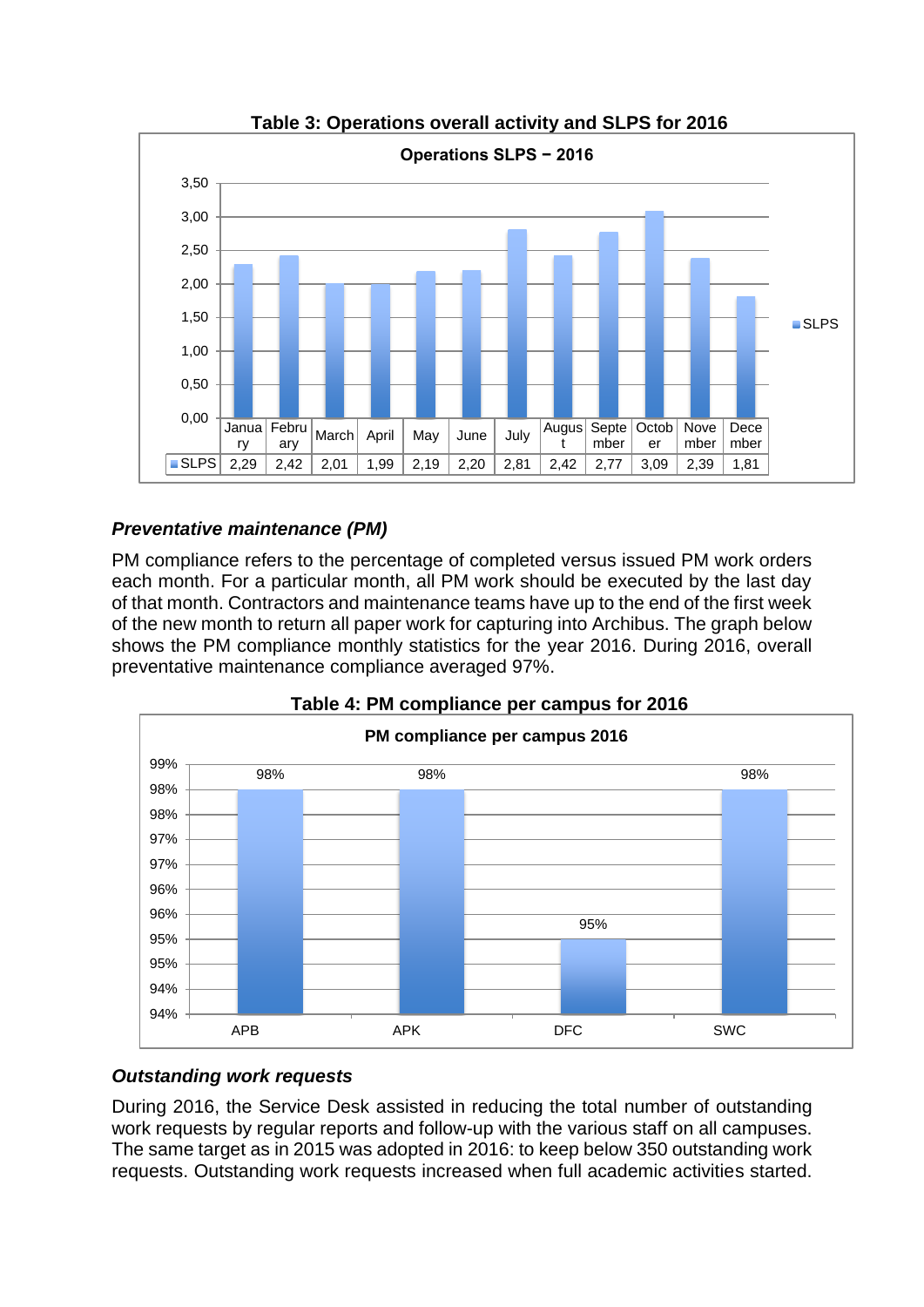**Table 3: Operations overall activity and SLPS for 2016**

Operations SLPS – 2016

| | January | February | March | April | May | June | July | August | September | October | November | December |
|---|---|---|---|---|---|---|---|---|---|---|---|---|
| SLPS | 2,29 | 2,42 | 2,01 | 1,99 | 2,19 | 2,20 | 2,81 | 2,42 | 2,77 | 3,09 | 2,39 | 1,81 |

### *Preventative maintenance (PM)*

PM compliance refers to the percentage of completed versus issued PM work orders each month. For a particular month, all PM work should be executed by the last day of that month. Contractors and maintenance teams have up to the end of the first week of the new month to return all paper work for capturing into Archibus. The graph below shows the PM compliance monthly statistics for the year 2016. During 2016, overall preventative maintenance compliance averaged 97%.

**Table 4: PM compliance per campus for 2016**

PM compliance per campus 2016

| Campus | PM compliance |
|---|---|
| APB | 98% |
| APK | 98% |
| DFC | 95% |
| SWC | 98% |

### *Outstanding work requests*

During 2016, the Service Desk assisted in reducing the total number of outstanding work requests by regular reports and follow-up with the various staff on all campuses. The same target as in 2015 was adopted in 2016: to keep below 350 outstanding work requests. Outstanding work requests increased when full academic activities started.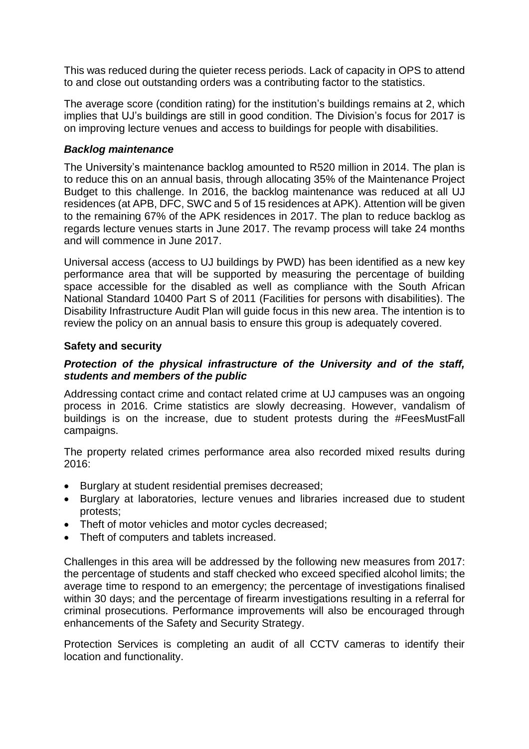This was reduced during the quieter recess periods. Lack of capacity in OPS to attend to and close out outstanding orders was a contributing factor to the statistics.

The average score (condition rating) for the institution's buildings remains at 2, which implies that UJ's buildings are still in good condition. The Division's focus for 2017 is on improving lecture venues and access to buildings for people with disabilities.

### *Backlog maintenance*

The University's maintenance backlog amounted to R520 million in 2014. The plan is to reduce this on an annual basis, through allocating 35% of the Maintenance Project Budget to this challenge. In 2016, the backlog maintenance was reduced at all UJ residences (at APB, DFC, SWC and 5 of 15 residences at APK). Attention will be given to the remaining 67% of the APK residences in 2017. The plan to reduce backlog as regards lecture venues starts in June 2017. The revamp process will take 24 months and will commence in June 2017.

Universal access (access to UJ buildings by PWD) has been identified as a new key performance area that will be supported by measuring the percentage of building space accessible for the disabled as well as compliance with the South African National Standard 10400 Part S of 2011 (Facilities for persons with disabilities). The Disability Infrastructure Audit Plan will guide focus in this new area. The intention is to review the policy on an annual basis to ensure this group is adequately covered.

### Safety and security

### *Protection of the physical infrastructure of the University and of the staff, students and members of the public*

Addressing contact crime and contact related crime at UJ campuses was an ongoing process in 2016. Crime statistics are slowly decreasing. However, vandalism of buildings is on the increase, due to student protests during the #FeesMustFall campaigns.

The property related crimes performance area also recorded mixed results during 2016:

- Burglary at student residential premises decreased;
- Burglary at laboratories, lecture venues and libraries increased due to student protests;
- Theft of motor vehicles and motor cycles decreased;
- Theft of computers and tablets increased.

Challenges in this area will be addressed by the following new measures from 2017: the percentage of students and staff checked who exceed specified alcohol limits; the average time to respond to an emergency; the percentage of investigations finalised within 30 days; and the percentage of firearm investigations resulting in a referral for criminal prosecutions. Performance improvements will also be encouraged through enhancements of the Safety and Security Strategy.

Protection Services is completing an audit of all CCTV cameras to identify their location and functionality.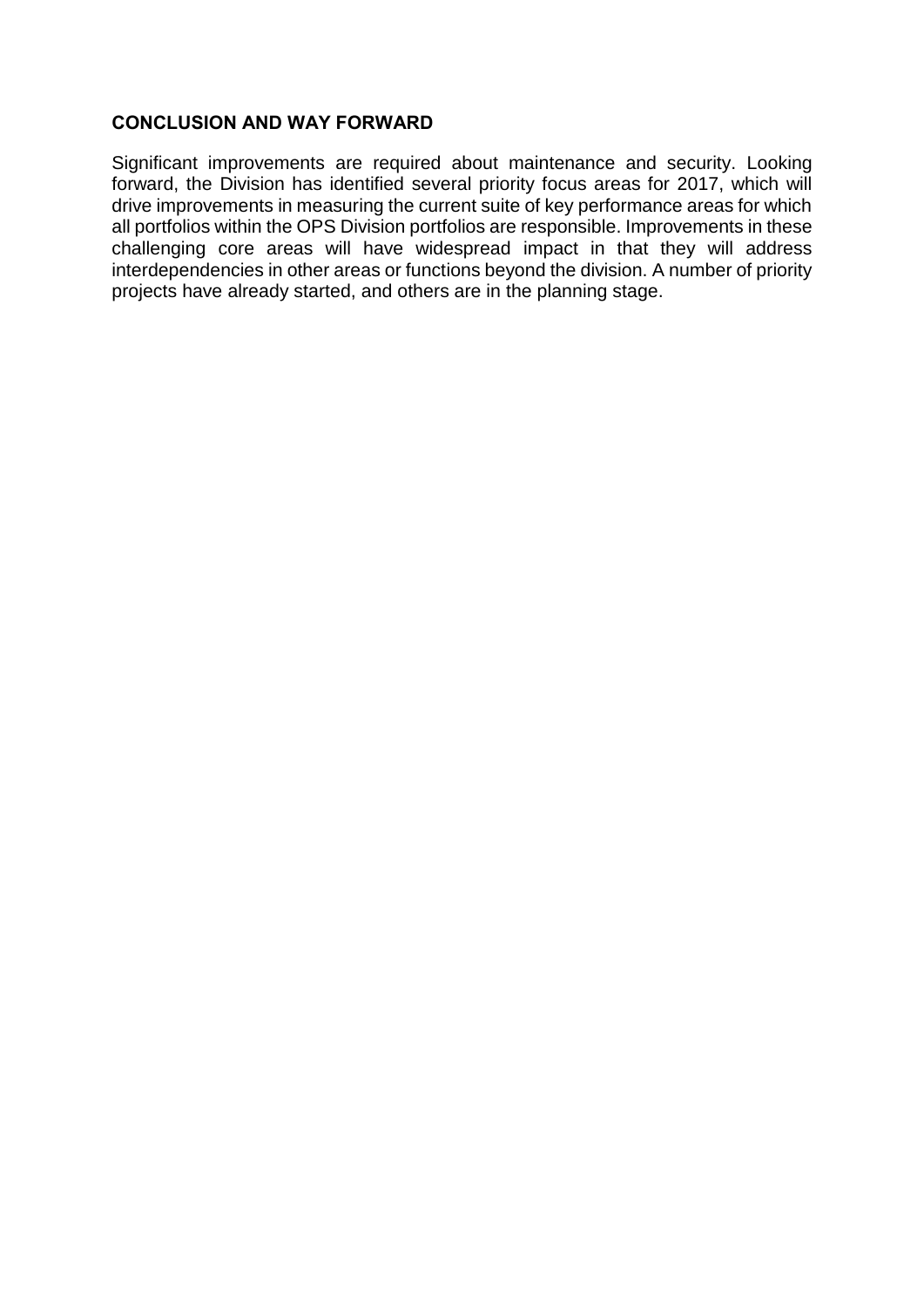## CONCLUSION AND WAY FORWARD

Significant improvements are required about maintenance and security. Looking forward, the Division has identified several priority focus areas for 2017, which will drive improvements in measuring the current suite of key performance areas for which all portfolios within the OPS Division portfolios are responsible. Improvements in these challenging core areas will have widespread impact in that they will address interdependencies in other areas or functions beyond the division. A number of priority projects have already started, and others are in the planning stage.